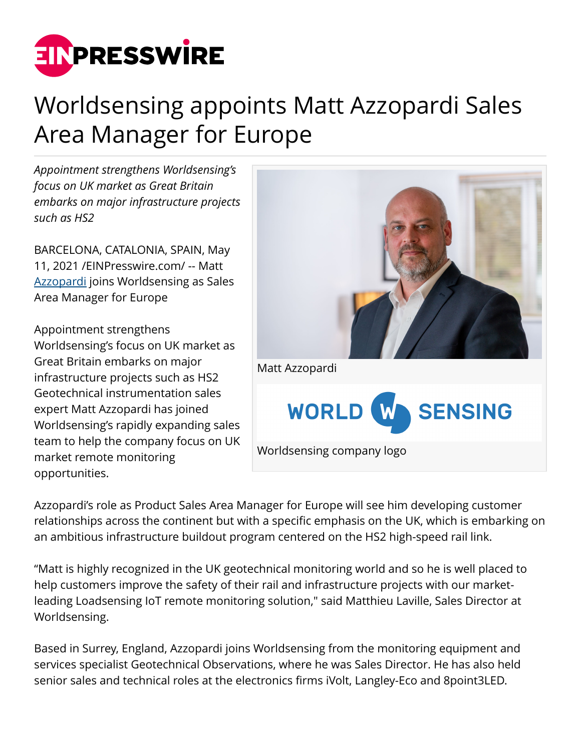# Worldsensing appoints Matt Azzopardi Sales Area Manager for Europe

*Appointment strengthens Worldsensing's focus on UK market as Great Britain embarks on major infrastructure projects such as HS2*

BARCELONA, CATALONIA, SPAIN, May 11, 2021 /EINPresswire.com/ -- Matt Azzopardi joins Worldsensing as Sales Area Manager for Europe

Appointment strengthens Worldsensing's focus on UK market as Great Britain embarks on major infrastructure projects such as HS2
Geotechnical instrumentation sales expert Matt Azzopardi has joined Worldsensing's rapidly expanding sales team to help the company focus on UK market remote monitoring opportunities.

Matt Azzopardi

Worldsensing company logo

Azzopardi's role as Product Sales Area Manager for Europe will see him developing customer relationships across the continent but with a specific emphasis on the UK, which is embarking on an ambitious infrastructure buildout program centered on the HS2 high-speed rail link.

"Matt is highly recognized in the UK geotechnical monitoring world and so he is well placed to help customers improve the safety of their rail and infrastructure projects with our market-leading Loadsensing IoT remote monitoring solution," said Matthieu Laville, Sales Director at Worldsensing.

Based in Surrey, England, Azzopardi joins Worldsensing from the monitoring equipment and services specialist Geotechnical Observations, where he was Sales Director. He has also held senior sales and technical roles at the electronics firms iVolt, Langley-Eco and 8point3LED.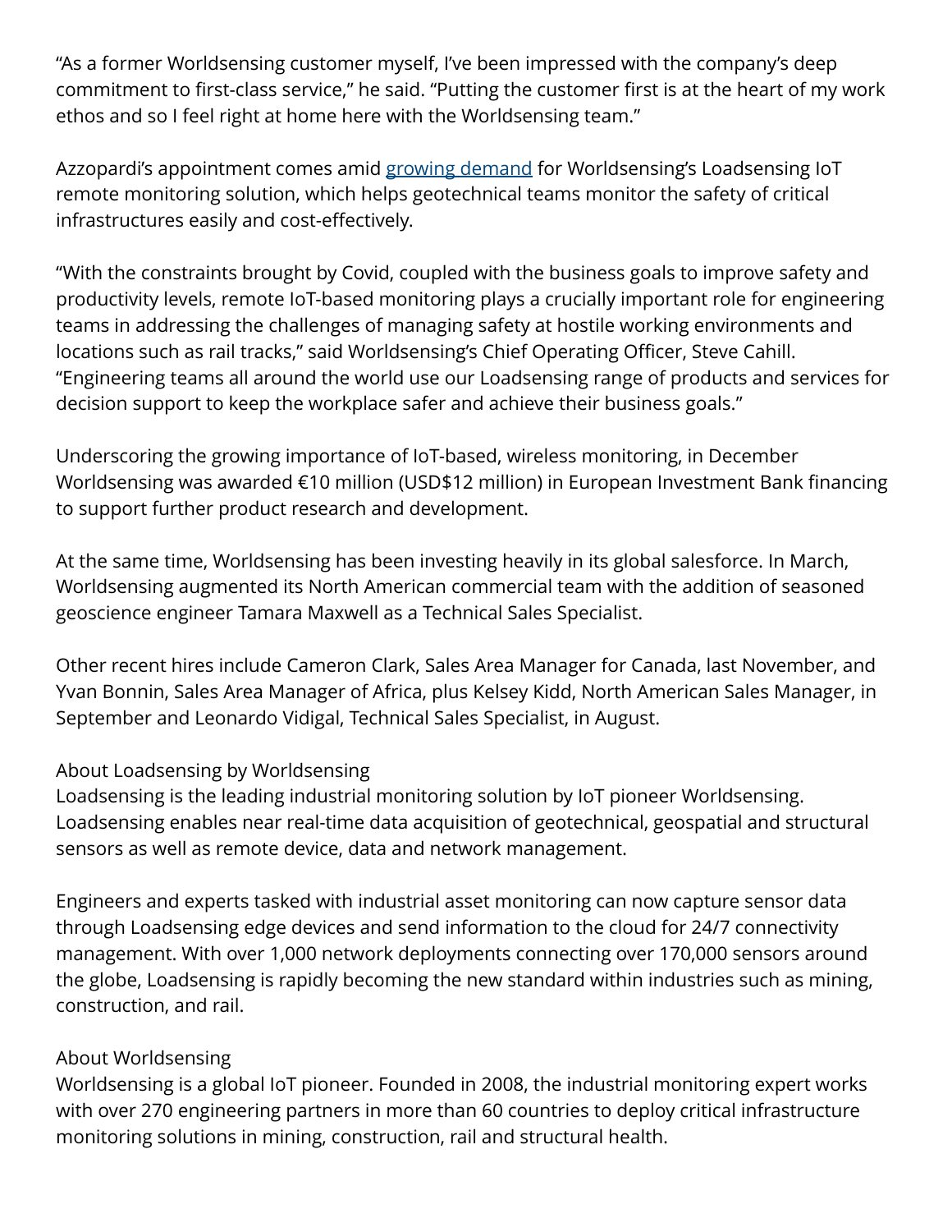"As a former Worldsensing customer myself, I've been impressed with the company's deep commitment to first-class service," he said. "Putting the customer first is at the heart of my work ethos and so I feel right at home here with the Worldsensing team."

Azzopardi's appointment comes amid [growing demand](#) for Worldsensing's Loadsensing IoT remote monitoring solution, which helps geotechnical teams monitor the safety of critical infrastructures easily and cost-effectively.

"With the constraints brought by Covid, coupled with the business goals to improve safety and productivity levels, remote IoT-based monitoring plays a crucially important role for engineering teams in addressing the challenges of managing safety at hostile working environments and locations such as rail tracks," said Worldsensing's Chief Operating Officer, Steve Cahill. "Engineering teams all around the world use our Loadsensing range of products and services for decision support to keep the workplace safer and achieve their business goals."

Underscoring the growing importance of IoT-based, wireless monitoring, in December Worldsensing was awarded €10 million (USD$12 million) in European Investment Bank financing to support further product research and development.

At the same time, Worldsensing has been investing heavily in its global salesforce. In March, Worldsensing augmented its North American commercial team with the addition of seasoned geoscience engineer Tamara Maxwell as a Technical Sales Specialist.

Other recent hires include Cameron Clark, Sales Area Manager for Canada, last November, and Yvan Bonnin, Sales Area Manager of Africa, plus Kelsey Kidd, North American Sales Manager, in September and Leonardo Vidigal, Technical Sales Specialist, in August.

About Loadsensing by Worldsensing
Loadsensing is the leading industrial monitoring solution by IoT pioneer Worldsensing. Loadsensing enables near real-time data acquisition of geotechnical, geospatial and structural sensors as well as remote device, data and network management.

Engineers and experts tasked with industrial asset monitoring can now capture sensor data through Loadsensing edge devices and send information to the cloud for 24/7 connectivity management. With over 1,000 network deployments connecting over 170,000 sensors around the globe, Loadsensing is rapidly becoming the new standard within industries such as mining, construction, and rail.

About Worldsensing
Worldsensing is a global IoT pioneer. Founded in 2008, the industrial monitoring expert works with over 270 engineering partners in more than 60 countries to deploy critical infrastructure monitoring solutions in mining, construction, rail and structural health.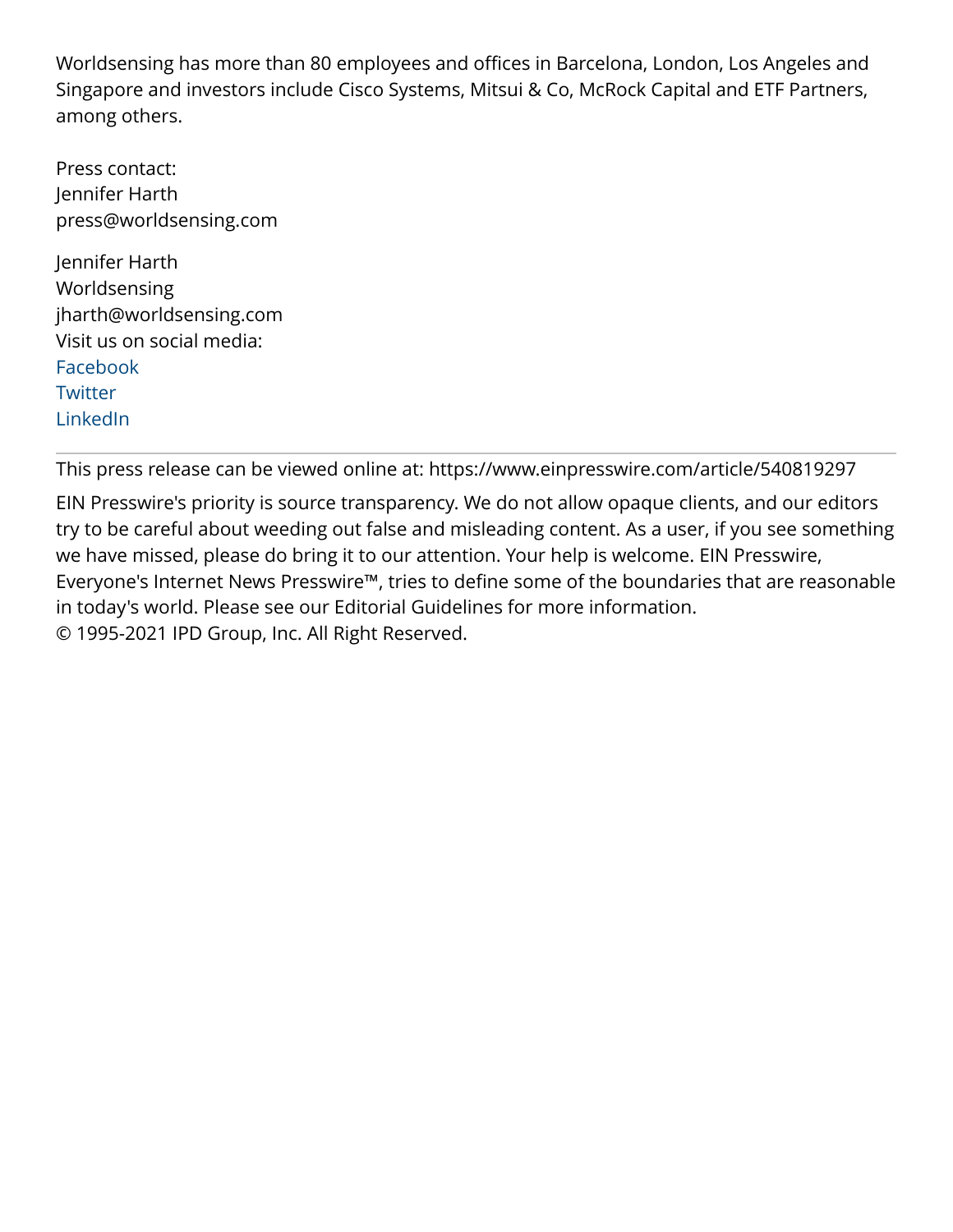Worldsensing has more than 80 employees and offices in Barcelona, London, Los Angeles and Singapore and investors include Cisco Systems, Mitsui & Co, McRock Capital and ETF Partners, among others.

Press contact:
Jennifer Harth
press@worldsensing.com

Jennifer Harth
Worldsensing
jharth@worldsensing.com
Visit us on social media:
Facebook
Twitter
LinkedIn

---

This press release can be viewed online at: https://www.einpresswire.com/article/540819297

EIN Presswire's priority is source transparency. We do not allow opaque clients, and our editors try to be careful about weeding out false and misleading content. As a user, if you see something we have missed, please do bring it to our attention. Your help is welcome. EIN Presswire, Everyone's Internet News Presswire™, tries to define some of the boundaries that are reasonable in today's world. Please see our Editorial Guidelines for more information.
© 1995-2021 IPD Group, Inc. All Right Reserved.